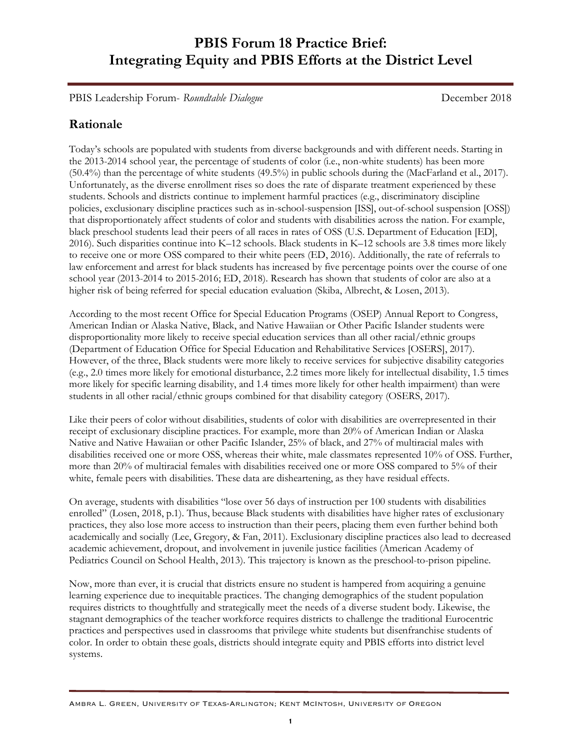# PBIS Forum 18 Practice Brief: Integrating Equity and PBIS Efforts at the District Level

PBIS Leadership Forum- *Roundtable Dialogue* December 2018

## Rationale

Today's schools are populated with students from diverse backgrounds and with different needs. Starting in the 2013-2014 school year, the percentage of students of color (i.e., non-white students) has been more (50.4%) than the percentage of white students (49.5%) in public schools during the (MacFarland et al., 2017). Unfortunately, as the diverse enrollment rises so does the rate of disparate treatment experienced by these students. Schools and districts continue to implement harmful practices (e.g., discriminatory discipline policies, exclusionary discipline practices such as in-school-suspension [ISS], out-of-school suspension [OSS]) that disproportionately affect students of color and students with disabilities across the nation. For example, black preschool students lead their peers of all races in rates of OSS (U.S. Department of Education [ED], 2016). Such disparities continue into K–12 schools. Black students in K–12 schools are 3.8 times more likely to receive one or more OSS compared to their white peers (ED, 2016). Additionally, the rate of referrals to law enforcement and arrest for black students has increased by five percentage points over the course of one school year (2013-2014 to 2015-2016; ED, 2018). Research has shown that students of color are also at a higher risk of being referred for special education evaluation (Skiba, Albrecht, & Losen, 2013).

According to the most recent Office for Special Education Programs (OSEP) Annual Report to Congress, American Indian or Alaska Native, Black, and Native Hawaiian or Other Pacific Islander students were disproportionality more likely to receive special education services than all other racial/ethnic groups (Department of Education Office for Special Education and Rehabilitative Services [OSERS], 2017). However, of the three, Black students were more likely to receive services for subjective disability categories (e.g., 2.0 times more likely for emotional disturbance, 2.2 times more likely for intellectual disability, 1.5 times more likely for specific learning disability, and 1.4 times more likely for other health impairment) than were students in all other racial/ethnic groups combined for that disability category (OSERS, 2017).

Like their peers of color without disabilities, students of color with disabilities are overrepresented in their receipt of exclusionary discipline practices. For example, more than 20% of American Indian or Alaska Native and Native Hawaiian or other Pacific Islander, 25% of black, and 27% of multiracial males with disabilities received one or more OSS, whereas their white, male classmates represented 10% of OSS. Further, more than 20% of multiracial females with disabilities received one or more OSS compared to 5% of their white, female peers with disabilities. These data are disheartening, as they have residual effects.

On average, students with disabilities "lose over 56 days of instruction per 100 students with disabilities enrolled" (Losen, 2018, p.1). Thus, because Black students with disabilities have higher rates of exclusionary practices, they also lose more access to instruction than their peers, placing them even further behind both academically and socially (Lee, Gregory, & Fan, 2011). Exclusionary discipline practices also lead to decreased academic achievement, dropout, and involvement in juvenile justice facilities (American Academy of Pediatrics Council on School Health, 2013). This trajectory is known as the preschool-to-prison pipeline.

Now, more than ever, it is crucial that districts ensure no student is hampered from acquiring a genuine learning experience due to inequitable practices. The changing demographics of the student population requires districts to thoughtfully and strategically meet the needs of a diverse student body. Likewise, the stagnant demographics of the teacher workforce requires districts to challenge the traditional Eurocentric practices and perspectives used in classrooms that privilege white students but disenfranchise students of color. In order to obtain these goals, districts should integrate equity and PBIS efforts into district level systems.

Ambra L. Green, University of Texas-Arlington; Kent McIntosh, University of Oregon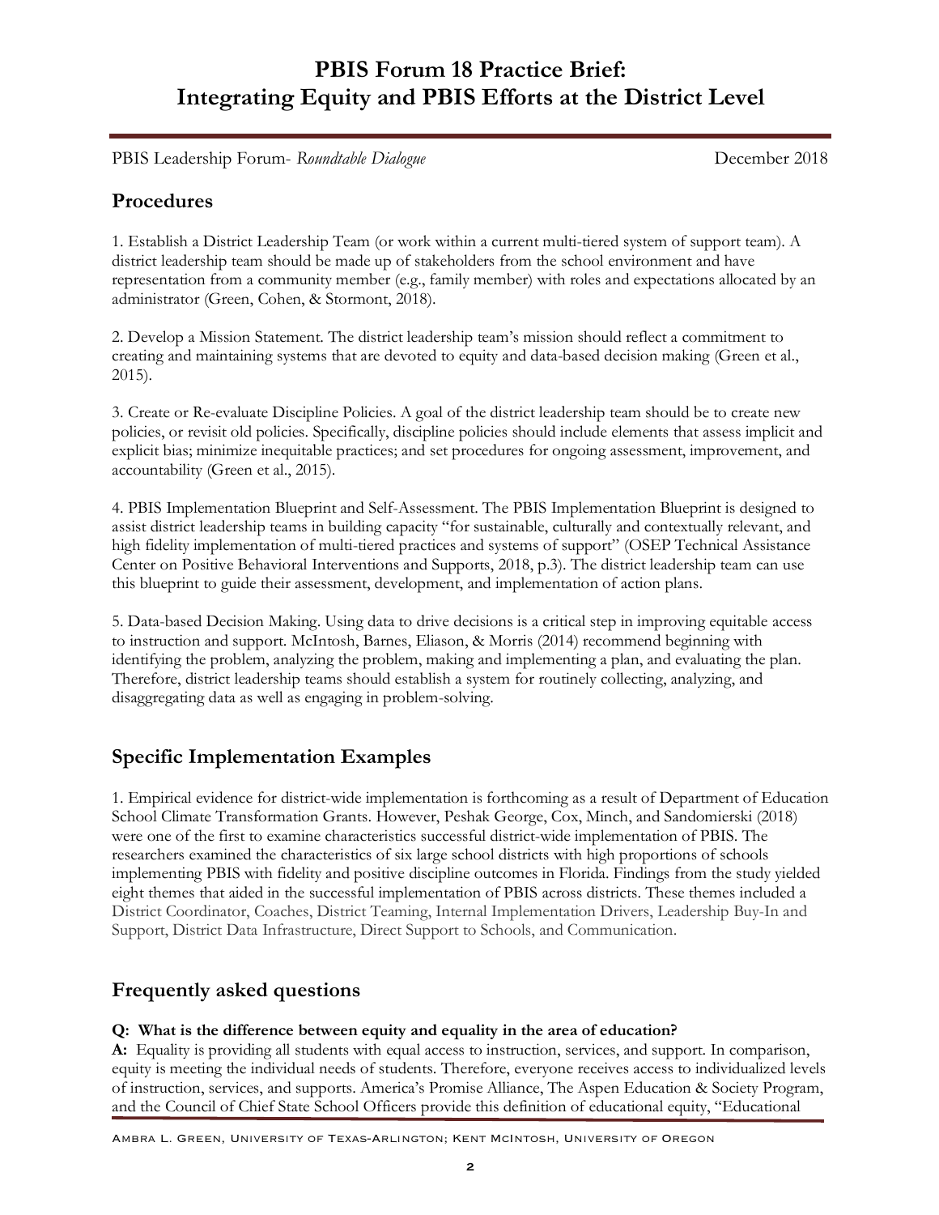# PBIS Forum 18 Practice Brief: Integrating Equity and PBIS Efforts at the District Level

PBIS Leadership Forum- *Roundtable Dialogue* December 2018

## Procedures

1. Establish a District Leadership Team (or work within a current multi-tiered system of support team). A district leadership team should be made up of stakeholders from the school environment and have representation from a community member (e.g., family member) with roles and expectations allocated by an administrator (Green, Cohen, & Stormont, 2018).

2. Develop a Mission Statement. The district leadership team's mission should reflect a commitment to creating and maintaining systems that are devoted to equity and data-based decision making (Green et al., 2015).

3. Create or Re-evaluate Discipline Policies. A goal of the district leadership team should be to create new policies, or revisit old policies. Specifically, discipline policies should include elements that assess implicit and explicit bias; minimize inequitable practices; and set procedures for ongoing assessment, improvement, and accountability (Green et al., 2015).

4. PBIS Implementation Blueprint and Self-Assessment. The PBIS Implementation Blueprint is designed to assist district leadership teams in building capacity "for sustainable, culturally and contextually relevant, and high fidelity implementation of multi-tiered practices and systems of support" (OSEP Technical Assistance Center on Positive Behavioral Interventions and Supports, 2018, p.3). The district leadership team can use this blueprint to guide their assessment, development, and implementation of action plans.

5. Data-based Decision Making. Using data to drive decisions is a critical step in improving equitable access to instruction and support. McIntosh, Barnes, Eliason, & Morris (2014) recommend beginning with identifying the problem, analyzing the problem, making and implementing a plan, and evaluating the plan. Therefore, district leadership teams should establish a system for routinely collecting, analyzing, and disaggregating data as well as engaging in problem-solving.

## Specific Implementation Examples

1. Empirical evidence for district-wide implementation is forthcoming as a result of Department of Education School Climate Transformation Grants. However, Peshak George, Cox, Minch, and Sandomierski (2018) were one of the first to examine characteristics successful district-wide implementation of PBIS. The researchers examined the characteristics of six large school districts with high proportions of schools implementing PBIS with fidelity and positive discipline outcomes in Florida. Findings from the study yielded eight themes that aided in the successful implementation of PBIS across districts. These themes included a District Coordinator, Coaches, District Teaming, Internal Implementation Drivers, Leadership Buy-In and Support, District Data Infrastructure, Direct Support to Schools, and Communication.

## Frequently asked questions

**Q: What is the difference between equity and equality in the area of education?**
**A:** Equality is providing all students with equal access to instruction, services, and support. In comparison, equity is meeting the individual needs of students. Therefore, everyone receives access to individualized levels of instruction, services, and supports. America's Promise Alliance, The Aspen Education & Society Program, and the Council of Chief State School Officers provide this definition of educational equity, "Educational

Ambra L. Green, University of Texas-Arlington; Kent McIntosh, University of Oregon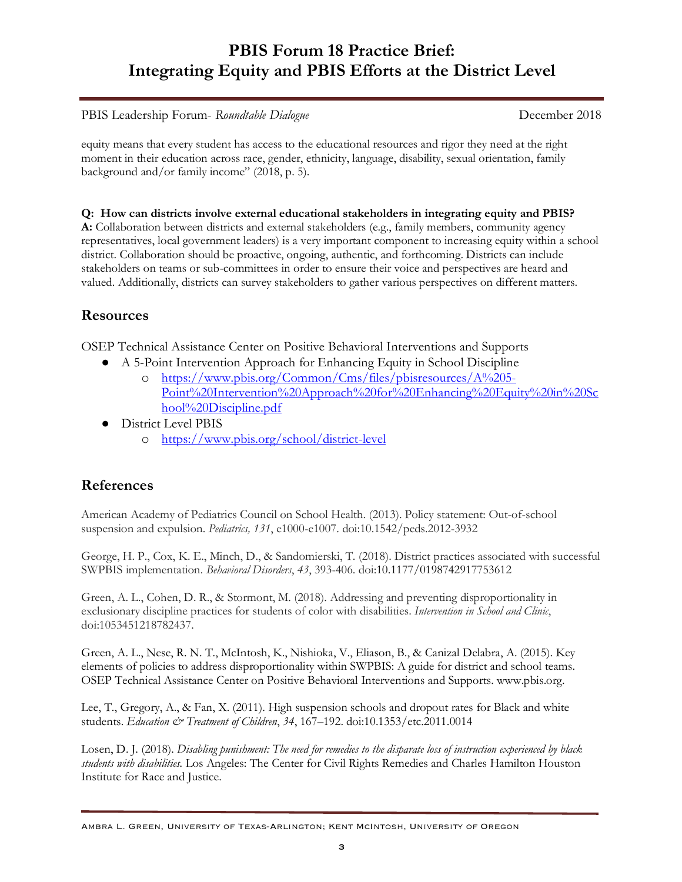equity means that every student has access to the educational resources and rigor they need at the right moment in their education across race, gender, ethnicity, language, disability, sexual orientation, family background and/or family income" (2018, p. 5).

**Q: How can districts involve external educational stakeholders in integrating equity and PBIS?**
**A:** Collaboration between districts and external stakeholders (e.g., family members, community agency representatives, local government leaders) is a very important component to increasing equity within a school district. Collaboration should be proactive, ongoing, authentic, and forthcoming. Districts can include stakeholders on teams or sub-committees in order to ensure their voice and perspectives are heard and valued. Additionally, districts can survey stakeholders to gather various perspectives on different matters.

## Resources

OSEP Technical Assistance Center on Positive Behavioral Interventions and Supports

- A 5-Point Intervention Approach for Enhancing Equity in School Discipline
  - https://www.pbis.org/Common/Cms/files/pbisresources/A%205-Point%20Intervention%20Approach%20for%20Enhancing%20Equity%20in%20School%20Discipline.pdf
- District Level PBIS
  - https://www.pbis.org/school/district-level

## References

American Academy of Pediatrics Council on School Health. (2013). Policy statement: Out-of-school suspension and expulsion. *Pediatrics, 131*, e1000-e1007. doi:10.1542/peds.2012-3932

George, H. P., Cox, K. E., Minch, D., & Sandomierski, T. (2018). District practices associated with successful SWPBIS implementation. *Behavioral Disorders*, *43*, 393-406. doi:10.1177/0198742917753612

Green, A. L., Cohen, D. R., & Stormont, M. (2018). Addressing and preventing disproportionality in exclusionary discipline practices for students of color with disabilities. *Intervention in School and Clinic*, doi:1053451218782437.

Green, A. L., Nese, R. N. T., McIntosh, K., Nishioka, V., Eliason, B., & Canizal Delabra, A. (2015). Key elements of policies to address disproportionality within SWPBIS: A guide for district and school teams. OSEP Technical Assistance Center on Positive Behavioral Interventions and Supports. www.pbis.org.

Lee, T., Gregory, A., & Fan, X. (2011). High suspension schools and dropout rates for Black and white students. *Education & Treatment of Children*, *34*, 167–192. doi:10.1353/etc.2011.0014

Losen, D. J. (2018). *Disabling punishment: The need for remedies to the disparate loss of instruction experienced by black students with disabilities.* Los Angeles: The Center for Civil Rights Remedies and Charles Hamilton Houston Institute for Race and Justice.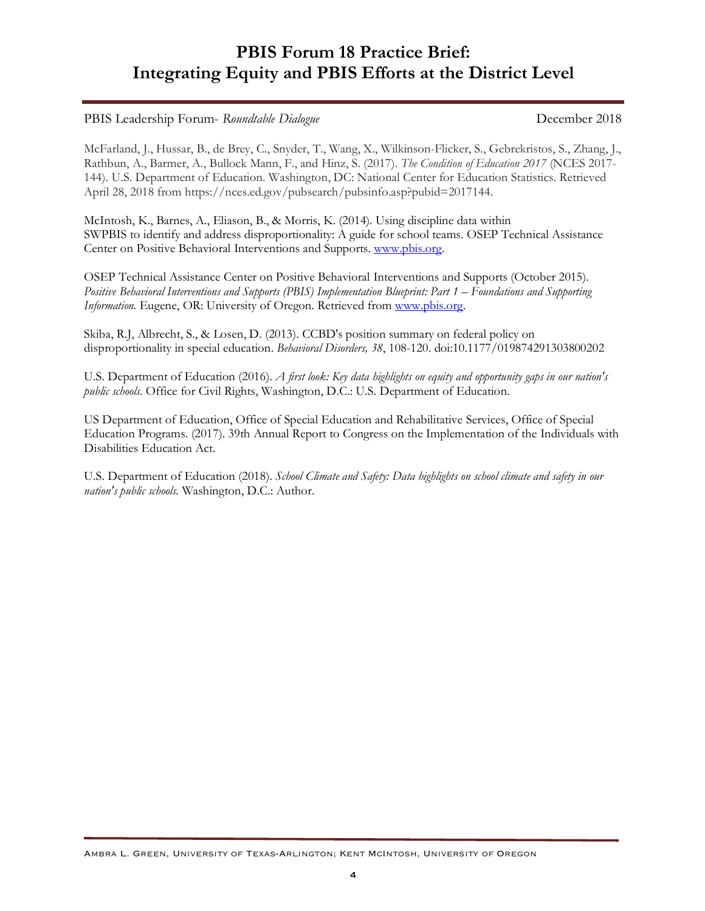McFarland, J., Hussar, B., de Brey, C., Snyder, T., Wang, X., Wilkinson-Flicker, S., Gebrekristos, S., Zhang, J., Rathbun, A., Barmer, A., Bullock Mann, F., and Hinz, S. (2017). *The Condition of Education 2017* (NCES 2017-144). U.S. Department of Education. Washington, DC: National Center for Education Statistics. Retrieved April 28, 2018 from https://nces.ed.gov/pubsearch/pubsinfo.asp?pubid=2017144.

McIntosh, K., Barnes, A., Eliason, B., & Morris, K. (2014). Using discipline data within SWPBIS to identify and address disproportionality: A guide for school teams. OSEP Technical Assistance Center on Positive Behavioral Interventions and Supports. www.pbis.org.

OSEP Technical Assistance Center on Positive Behavioral Interventions and Supports (October 2015). *Positive Behavioral Interventions and Supports (PBIS) Implementation Blueprint: Part 1 – Foundations and Supporting Information.* Eugene, OR: University of Oregon. Retrieved from www.pbis.org.

Skiba, R.J, Albrecht, S., & Losen, D. (2013). CCBD's position summary on federal policy on disproportionality in special education. *Behavioral Disorders, 38*, 108-120. doi:10.1177/019874291303800202

U.S. Department of Education (2016). *A first look: Key data highlights on equity and opportunity gaps in our nation's public schools.* Office for Civil Rights, Washington, D.C.: U.S. Department of Education.

US Department of Education, Office of Special Education and Rehabilitative Services, Office of Special Education Programs. (2017). 39th Annual Report to Congress on the Implementation of the Individuals with Disabilities Education Act.

U.S. Department of Education (2018). *School Climate and Safety: Data highlights on school climate and safety in our nation's public schools.* Washington, D.C.: Author.